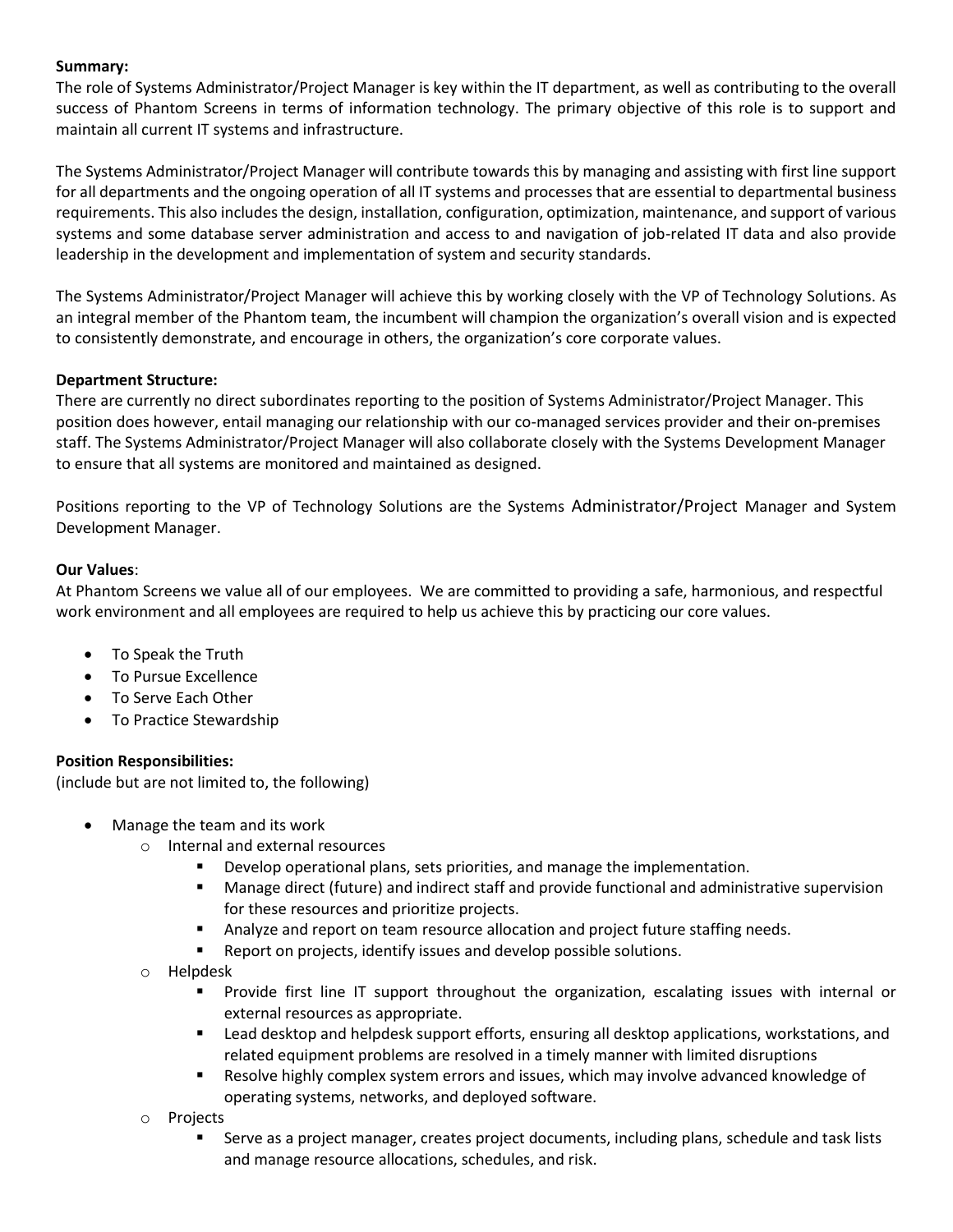**Summary:**

The role of Systems Administrator/Project Manager is key within the IT department, as well as contributing to the overall success of Phantom Screens in terms of information technology. The primary objective of this role is to support and maintain all current IT systems and infrastructure.

The Systems Administrator/Project Manager will contribute towards this by managing and assisting with first line support for all departments and the ongoing operation of all IT systems and processes that are essential to departmental business requirements. This also includes the design, installation, configuration, optimization, maintenance, and support of various systems and some database server administration and access to and navigation of job-related IT data and also provide leadership in the development and implementation of system and security standards.

The Systems Administrator/Project Manager will achieve this by working closely with the VP of Technology Solutions. As an integral member of the Phantom team, the incumbent will champion the organization's overall vision and is expected to consistently demonstrate, and encourage in others, the organization's core corporate values.

**Department Structure:**

There are currently no direct subordinates reporting to the position of Systems Administrator/Project Manager. This position does however, entail managing our relationship with our co-managed services provider and their on-premises staff. The Systems Administrator/Project Manager will also collaborate closely with the Systems Development Manager to ensure that all systems are monitored and maintained as designed.

Positions reporting to the VP of Technology Solutions are the Systems Administrator/Project Manager and System Development Manager.

**Our Values**:

At Phantom Screens we value all of our employees. We are committed to providing a safe, harmonious, and respectful work environment and all employees are required to help us achieve this by practicing our core values.

- To Speak the Truth
- To Pursue Excellence
- To Serve Each Other
- To Practice Stewardship

**Position Responsibilities:**

(include but are not limited to, the following)

- Manage the team and its work
    - Internal and external resources
        - Develop operational plans, sets priorities, and manage the implementation.
        - Manage direct (future) and indirect staff and provide functional and administrative supervision for these resources and prioritize projects.
        - Analyze and report on team resource allocation and project future staffing needs.
        - Report on projects, identify issues and develop possible solutions.
    - Helpdesk
        - Provide first line IT support throughout the organization, escalating issues with internal or external resources as appropriate.
        - Lead desktop and helpdesk support efforts, ensuring all desktop applications, workstations, and related equipment problems are resolved in a timely manner with limited disruptions
        - Resolve highly complex system errors and issues, which may involve advanced knowledge of operating systems, networks, and deployed software.
    - Projects
        - Serve as a project manager, creates project documents, including plans, schedule and task lists and manage resource allocations, schedules, and risk.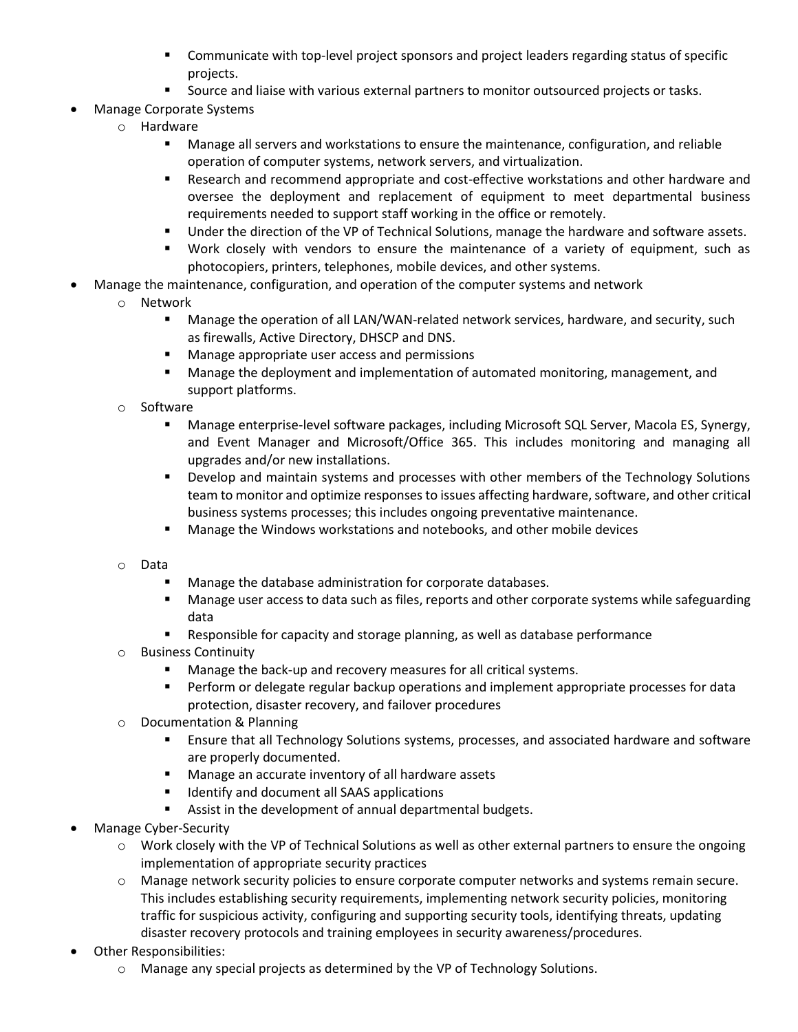- Communicate with top-level project sponsors and project leaders regarding status of specific projects.
    - Source and liaise with various external partners to monitor outsourced projects or tasks.
- Manage Corporate Systems
  - Hardware
    - Manage all servers and workstations to ensure the maintenance, configuration, and reliable operation of computer systems, network servers, and virtualization.
    - Research and recommend appropriate and cost-effective workstations and other hardware and oversee the deployment and replacement of equipment to meet departmental business requirements needed to support staff working in the office or remotely.
    - Under the direction of the VP of Technical Solutions, manage the hardware and software assets.
    - Work closely with vendors to ensure the maintenance of a variety of equipment, such as photocopiers, printers, telephones, mobile devices, and other systems.
- Manage the maintenance, configuration, and operation of the computer systems and network
  - Network
    - Manage the operation of all LAN/WAN-related network services, hardware, and security, such as firewalls, Active Directory, DHSCP and DNS.
    - Manage appropriate user access and permissions
    - Manage the deployment and implementation of automated monitoring, management, and support platforms.
  - Software
    - Manage enterprise-level software packages, including Microsoft SQL Server, Macola ES, Synergy, and Event Manager and Microsoft/Office 365. This includes monitoring and managing all upgrades and/or new installations.
    - Develop and maintain systems and processes with other members of the Technology Solutions team to monitor and optimize responses to issues affecting hardware, software, and other critical business systems processes; this includes ongoing preventative maintenance.
    - Manage the Windows workstations and notebooks, and other mobile devices
  - Data
    - Manage the database administration for corporate databases.
    - Manage user access to data such as files, reports and other corporate systems while safeguarding data
    - Responsible for capacity and storage planning, as well as database performance
  - Business Continuity
    - Manage the back-up and recovery measures for all critical systems.
    - Perform or delegate regular backup operations and implement appropriate processes for data protection, disaster recovery, and failover procedures
  - Documentation & Planning
    - Ensure that all Technology Solutions systems, processes, and associated hardware and software are properly documented.
    - Manage an accurate inventory of all hardware assets
    - Identify and document all SAAS applications
    - Assist in the development of annual departmental budgets.
- Manage Cyber-Security
  - Work closely with the VP of Technical Solutions as well as other external partners to ensure the ongoing implementation of appropriate security practices
  - Manage network security policies to ensure corporate computer networks and systems remain secure. This includes establishing security requirements, implementing network security policies, monitoring traffic for suspicious activity, configuring and supporting security tools, identifying threats, updating disaster recovery protocols and training employees in security awareness/procedures.
- Other Responsibilities:
  - Manage any special projects as determined by the VP of Technology Solutions.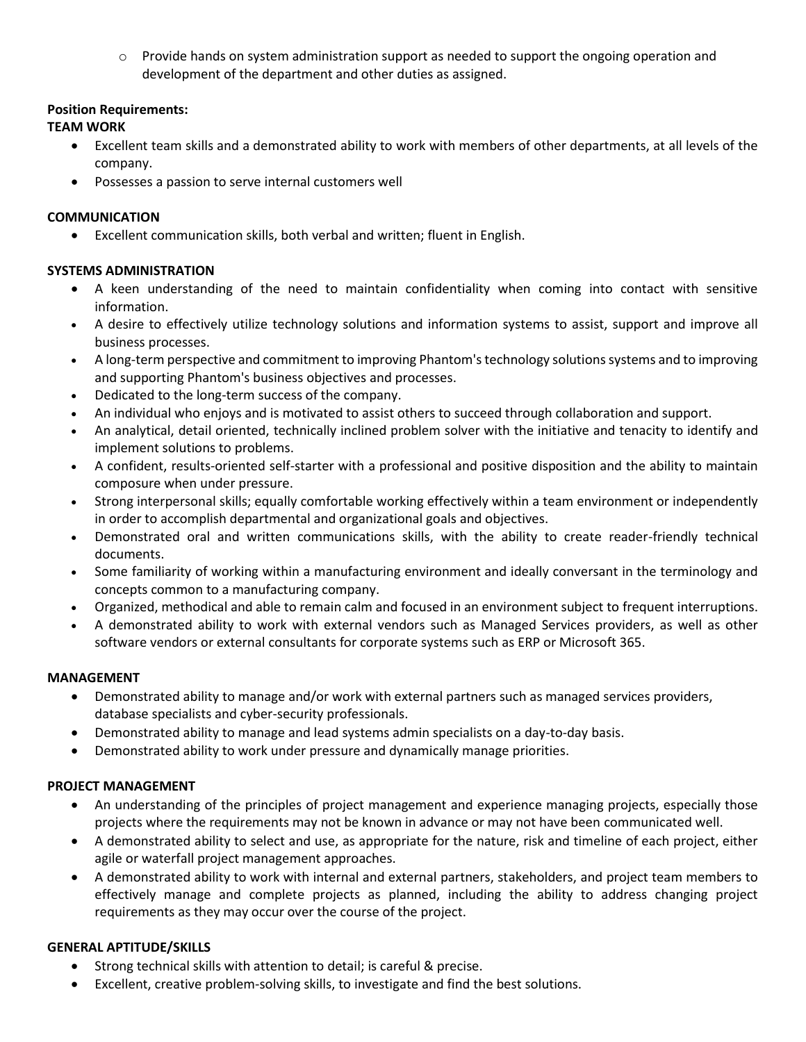- Provide hands on system administration support as needed to support the ongoing operation and development of the department and other duties as assigned.

**Position Requirements:**

**TEAM WORK**

- Excellent team skills and a demonstrated ability to work with members of other departments, at all levels of the company.
- Possesses a passion to serve internal customers well

**COMMUNICATION**

- Excellent communication skills, both verbal and written; fluent in English.

**SYSTEMS ADMINISTRATION**

- A keen understanding of the need to maintain confidentiality when coming into contact with sensitive information.
- A desire to effectively utilize technology solutions and information systems to assist, support and improve all business processes.
- A long-term perspective and commitment to improving Phantom's technology solutions systems and to improving and supporting Phantom's business objectives and processes.
- Dedicated to the long-term success of the company.
- An individual who enjoys and is motivated to assist others to succeed through collaboration and support.
- An analytical, detail oriented, technically inclined problem solver with the initiative and tenacity to identify and implement solutions to problems.
- A confident, results-oriented self-starter with a professional and positive disposition and the ability to maintain composure when under pressure.
- Strong interpersonal skills; equally comfortable working effectively within a team environment or independently in order to accomplish departmental and organizational goals and objectives.
- Demonstrated oral and written communications skills, with the ability to create reader-friendly technical documents.
- Some familiarity of working within a manufacturing environment and ideally conversant in the terminology and concepts common to a manufacturing company.
- Organized, methodical and able to remain calm and focused in an environment subject to frequent interruptions.
- A demonstrated ability to work with external vendors such as Managed Services providers, as well as other software vendors or external consultants for corporate systems such as ERP or Microsoft 365.

**MANAGEMENT**

- Demonstrated ability to manage and/or work with external partners such as managed services providers, database specialists and cyber-security professionals.
- Demonstrated ability to manage and lead systems admin specialists on a day-to-day basis.
- Demonstrated ability to work under pressure and dynamically manage priorities.

**PROJECT MANAGEMENT**

- An understanding of the principles of project management and experience managing projects, especially those projects where the requirements may not be known in advance or may not have been communicated well.
- A demonstrated ability to select and use, as appropriate for the nature, risk and timeline of each project, either agile or waterfall project management approaches.
- A demonstrated ability to work with internal and external partners, stakeholders, and project team members to effectively manage and complete projects as planned, including the ability to address changing project requirements as they may occur over the course of the project.

**GENERAL APTITUDE/SKILLS**

- Strong technical skills with attention to detail; is careful & precise.
- Excellent, creative problem-solving skills, to investigate and find the best solutions.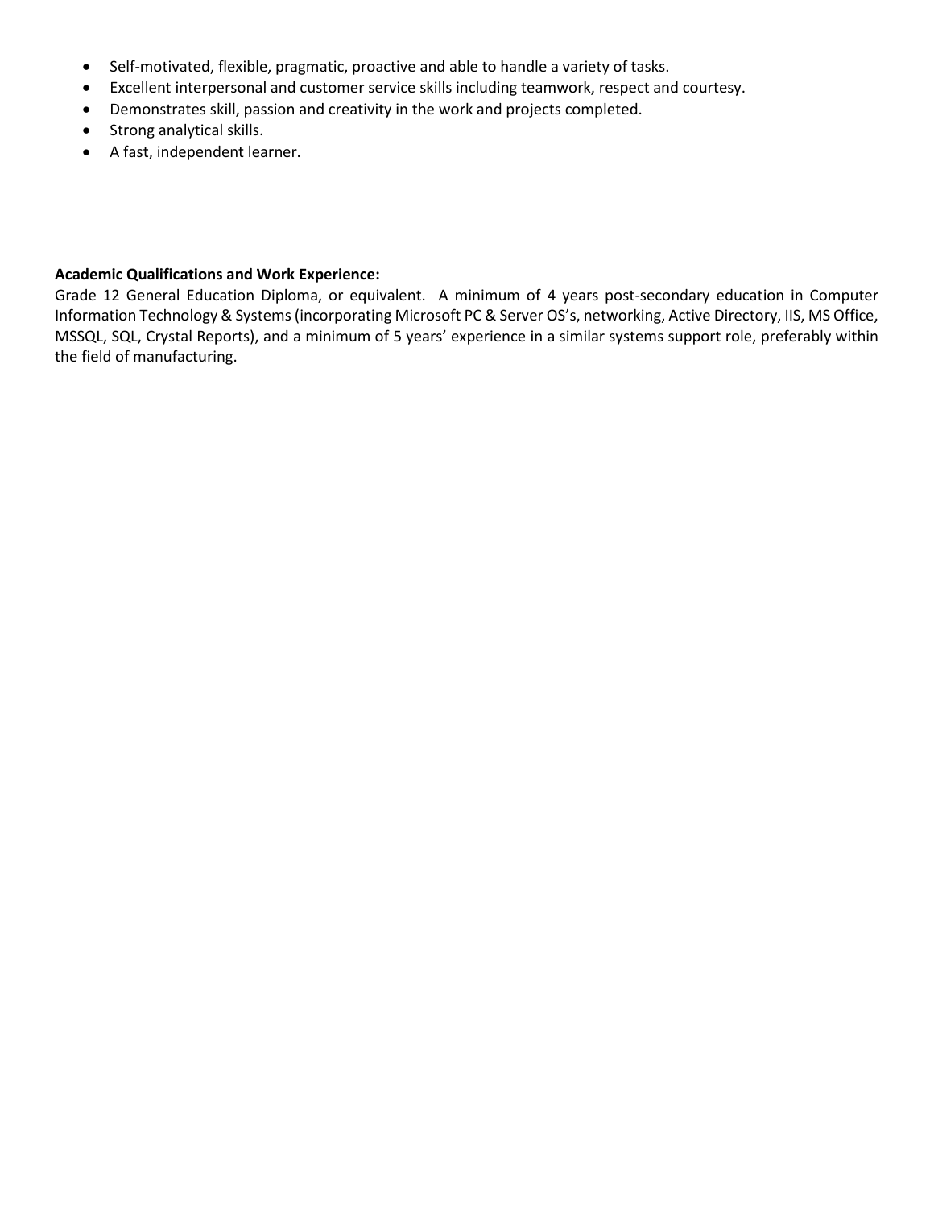- Self-motivated, flexible, pragmatic, proactive and able to handle a variety of tasks.
- Excellent interpersonal and customer service skills including teamwork, respect and courtesy.
- Demonstrates skill, passion and creativity in the work and projects completed.
- Strong analytical skills.
- A fast, independent learner.

**Academic Qualifications and Work Experience:**

Grade 12 General Education Diploma, or equivalent. A minimum of 4 years post-secondary education in Computer Information Technology & Systems (incorporating Microsoft PC & Server OS's, networking, Active Directory, IIS, MS Office, MSSQL, SQL, Crystal Reports), and a minimum of 5 years' experience in a similar systems support role, preferably within the field of manufacturing.